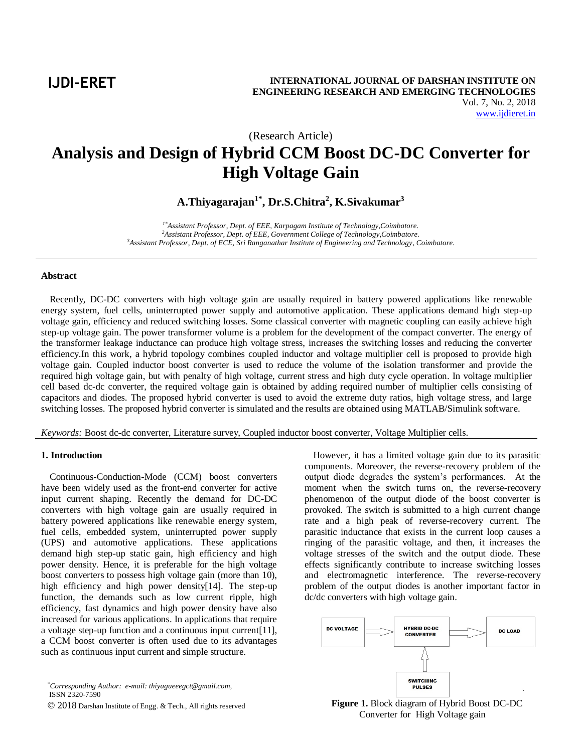IJDI-ERET

**INTERNATIONAL JOURNAL OF DARSHAN INSTITUTE ON ENGINEERING RESEARCH AND EMERGING TECHNOLOGIES**
Vol. 7, No. 2, 2018
www.ijdieret.in

(Research Article)

# Analysis and Design of Hybrid CCM Boost DC-DC Converter for High Voltage Gain

**A.Thiyagarajan[1*], Dr.S.Chitra[2], K.Sivakumar[3]**

*[1*]Assistant Professor, Dept. of EEE, Karpagam Institute of Technology,Coimbatore.*
*[2]Assistant Professor, Dept. of EEE, Government College of Technology,Coimbatore.*
*[3]Assistant Professor, Dept. of ECE, Sri Ranganathar Institute of Engineering and Technology, Coimbatore.*

### Abstract

Recently, DC-DC converters with high voltage gain are usually required in battery powered applications like renewable energy system, fuel cells, uninterrupted power supply and automotive application. These applications demand high step-up voltage gain, efficiency and reduced switching losses. Some classical converter with magnetic coupling can easily achieve high step-up voltage gain. The power transformer volume is a problem for the development of the compact converter. The energy of the transformer leakage inductance can produce high voltage stress, increases the switching losses and reducing the converter efficiency.In this work, a hybrid topology combines coupled inductor and voltage multiplier cell is proposed to provide high voltage gain. Coupled inductor boost converter is used to reduce the volume of the isolation transformer and provide the required high voltage gain, but with penalty of high voltage, current stress and high duty cycle operation. In voltage multiplier cell based dc-dc converter, the required voltage gain is obtained by adding required number of multiplier cells consisting of capacitors and diodes. The proposed hybrid converter is used to avoid the extreme duty ratios, high voltage stress, and large switching losses. The proposed hybrid converter is simulated and the results are obtained using MATLAB/Simulink software.

*Keywords:* Boost dc-dc converter, Literature survey, Coupled inductor boost converter, Voltage Multiplier cells.

## 1. Introduction

Continuous-Conduction-Mode (CCM) boost converters have been widely used as the front-end converter for active input current shaping. Recently the demand for DC-DC converters with high voltage gain are usually required in battery powered applications like renewable energy system, fuel cells, embedded system, uninterrupted power supply (UPS) and automotive applications. These applications demand high step-up static gain, high efficiency and high power density. Hence, it is preferable for the high voltage boost converters to possess high voltage gain (more than 10), high efficiency and high power density[14]. The step-up function, the demands such as low current ripple, high efficiency, fast dynamics and high power density have also increased for various applications. In applications that require a voltage step-up function and a continuous input current[11], a CCM boost converter is often used due to its advantages such as continuous input current and simple structure.

However, it has a limited voltage gain due to its parasitic components. Moreover, the reverse-recovery problem of the output diode degrades the system's performances. At the moment when the switch turns on, the reverse-recovery phenomenon of the output diode of the boost converter is provoked. The switch is submitted to a high current change rate and a high peak of reverse-recovery current. The parasitic inductance that exists in the current loop causes a ringing of the parasitic voltage, and then, it increases the voltage stresses of the switch and the output diode. These effects significantly contribute to increase switching losses and electromagnetic interference. The reverse-recovery problem of the output diodes is another important factor in dc/dc converters with high voltage gain.

DC VOLTAGE → HYBRID DC-DC CONVERTER → DC LOAD; SWITCHING PULSES → HYBRID DC-DC CONVERTER

**Figure 1.** Block diagram of Hybrid Boost DC-DC Converter for High Voltage gain

*Corresponding Author: e-mail: thiyagueeegct@gmail.com,
ISSN 2320-7590
© 2018 Darshan Institute of Engg. & Tech., All rights reserved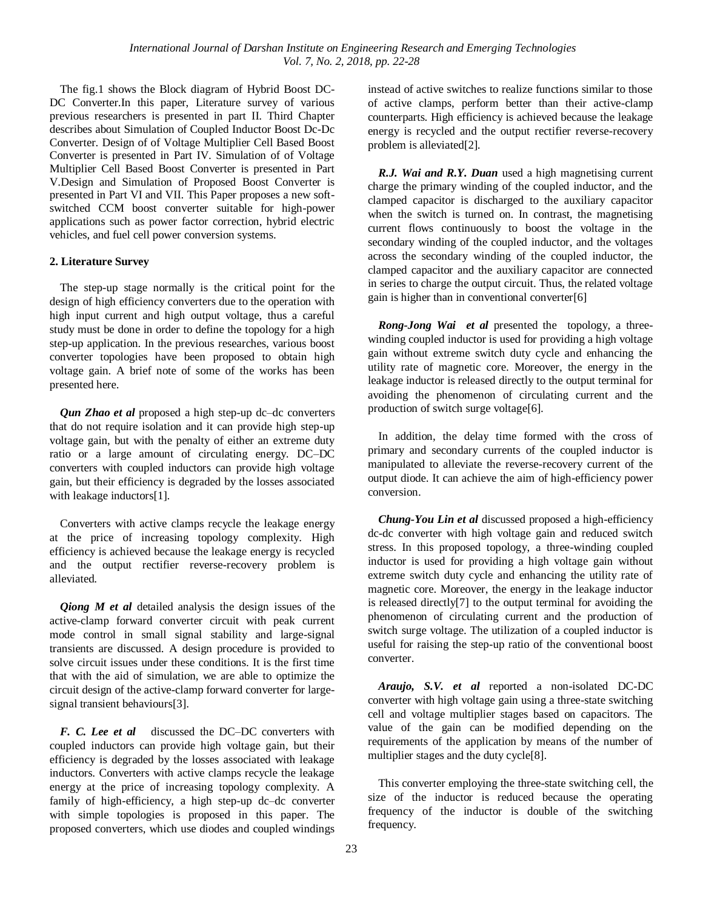The fig.1 shows the Block diagram of Hybrid Boost DC-DC Converter.In this paper, Literature survey of various previous researchers is presented in part II. Third Chapter describes about Simulation of Coupled Inductor Boost Dc-Dc Converter. Design of of Voltage Multiplier Cell Based Boost Converter is presented in Part IV. Simulation of of Voltage Multiplier Cell Based Boost Converter is presented in Part V.Design and Simulation of Proposed Boost Converter is presented in Part VI and VII. This Paper proposes a new soft-switched CCM boost converter suitable for high-power applications such as power factor correction, hybrid electric vehicles, and fuel cell power conversion systems.

## 2. Literature Survey

The step-up stage normally is the critical point for the design of high efficiency converters due to the operation with high input current and high output voltage, thus a careful study must be done in order to define the topology for a high step-up application. In the previous researches, various boost converter topologies have been proposed to obtain high voltage gain. A brief note of some of the works has been presented here.

***Qun Zhao et al*** proposed a high step-up dc–dc converters that do not require isolation and it can provide high step-up voltage gain, but with the penalty of either an extreme duty ratio or a large amount of circulating energy. DC–DC converters with coupled inductors can provide high voltage gain, but their efficiency is degraded by the losses associated with leakage inductors[1].

Converters with active clamps recycle the leakage energy at the price of increasing topology complexity. High efficiency is achieved because the leakage energy is recycled and the output rectifier reverse-recovery problem is alleviated.

***Qiong M et al*** detailed analysis the design issues of the active-clamp forward converter circuit with peak current mode control in small signal stability and large-signal transients are discussed. A design procedure is provided to solve circuit issues under these conditions. It is the first time that with the aid of simulation, we are able to optimize the circuit design of the active-clamp forward converter for large-signal transient behaviours[3].

***F. C. Lee et al*** discussed the DC–DC converters with coupled inductors can provide high voltage gain, but their efficiency is degraded by the losses associated with leakage inductors. Converters with active clamps recycle the leakage energy at the price of increasing topology complexity. A family of high-efficiency, a high step-up dc–dc converter with simple topologies is proposed in this paper. The proposed converters, which use diodes and coupled windings instead of active switches to realize functions similar to those of active clamps, perform better than their active-clamp counterparts. High efficiency is achieved because the leakage energy is recycled and the output rectifier reverse-recovery problem is alleviated[2].

***R.J. Wai and R.Y. Duan*** used a high magnetising current charge the primary winding of the coupled inductor, and the clamped capacitor is discharged to the auxiliary capacitor when the switch is turned on. In contrast, the magnetising current flows continuously to boost the voltage in the secondary winding of the coupled inductor, and the voltages across the secondary winding of the coupled inductor, the clamped capacitor and the auxiliary capacitor are connected in series to charge the output circuit. Thus, the related voltage gain is higher than in conventional converter[6]

***Rong-Jong Wai et al*** presented the topology, a three-winding coupled inductor is used for providing a high voltage gain without extreme switch duty cycle and enhancing the utility rate of magnetic core. Moreover, the energy in the leakage inductor is released directly to the output terminal for avoiding the phenomenon of circulating current and the production of switch surge voltage[6].

In addition, the delay time formed with the cross of primary and secondary currents of the coupled inductor is manipulated to alleviate the reverse-recovery current of the output diode. It can achieve the aim of high-efficiency power conversion.

***Chung-You Lin et al*** discussed proposed a high-efficiency dc-dc converter with high voltage gain and reduced switch stress. In this proposed topology, a three-winding coupled inductor is used for providing a high voltage gain without extreme switch duty cycle and enhancing the utility rate of magnetic core. Moreover, the energy in the leakage inductor is released directly[7] to the output terminal for avoiding the phenomenon of circulating current and the production of switch surge voltage. The utilization of a coupled inductor is useful for raising the step-up ratio of the conventional boost converter.

***Araujo, S.V. et al*** reported a non-isolated DC-DC converter with high voltage gain using a three-state switching cell and voltage multiplier stages based on capacitors. The value of the gain can be modified depending on the requirements of the application by means of the number of multiplier stages and the duty cycle[8].

This converter employing the three-state switching cell, the size of the inductor is reduced because the operating frequency of the inductor is double of the switching frequency.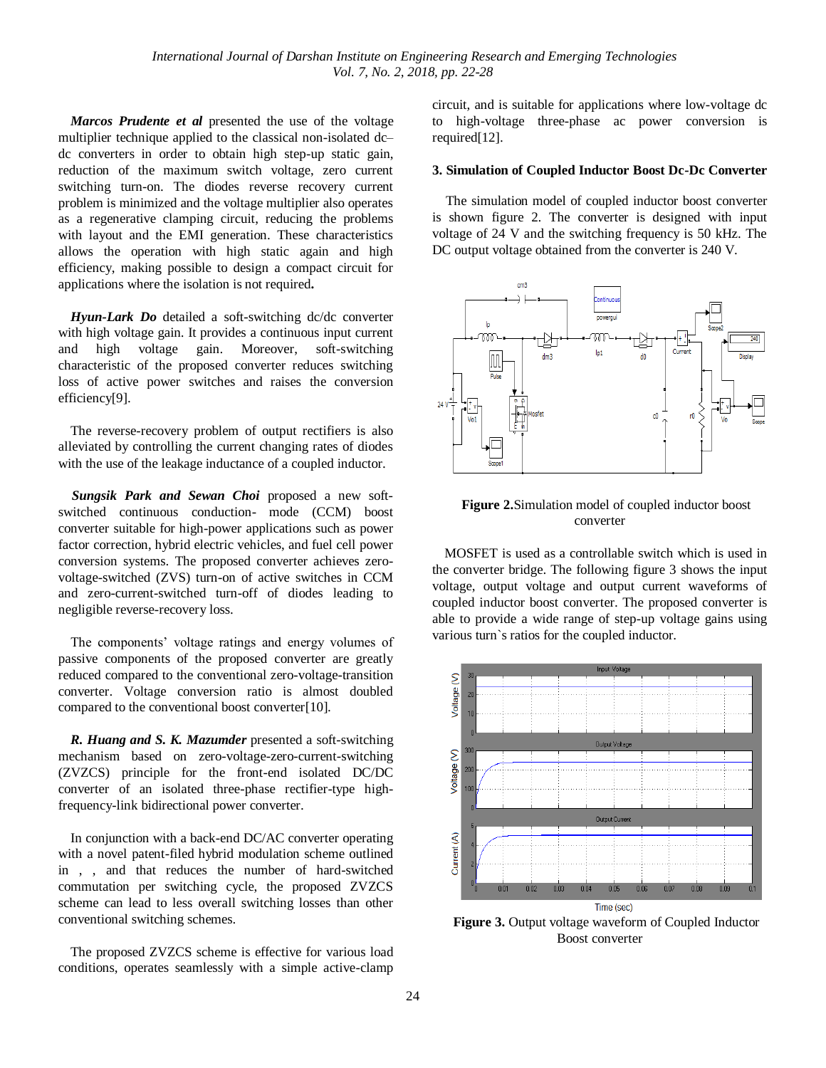***Marcos Prudente et al*** presented the use of the voltage multiplier technique applied to the classical non-isolated dc–dc converters in order to obtain high step-up static gain, reduction of the maximum switch voltage, zero current switching turn-on. The diodes reverse recovery current problem is minimized and the voltage multiplier also operates as a regenerative clamping circuit, reducing the problems with layout and the EMI generation. These characteristics allows the operation with high static again and high efficiency, making possible to design a compact circuit for applications where the isolation is not required**.**

***Hyun-Lark Do*** detailed a soft-switching dc/dc converter with high voltage gain. It provides a continuous input current and high voltage gain. Moreover, soft-switching characteristic of the proposed converter reduces switching loss of active power switches and raises the conversion efficiency[9].

The reverse-recovery problem of output rectifiers is also alleviated by controlling the current changing rates of diodes with the use of the leakage inductance of a coupled inductor.

***Sungsik Park and Sewan Choi*** proposed a new soft-switched continuous conduction- mode (CCM) boost converter suitable for high-power applications such as power factor correction, hybrid electric vehicles, and fuel cell power conversion systems. The proposed converter achieves zero-voltage-switched (ZVS) turn-on of active switches in CCM and zero-current-switched turn-off of diodes leading to negligible reverse-recovery loss.

The components' voltage ratings and energy volumes of passive components of the proposed converter are greatly reduced compared to the conventional zero-voltage-transition converter. Voltage conversion ratio is almost doubled compared to the conventional boost converter[10].

***R. Huang and S. K. Mazumder*** presented a soft-switching mechanism based on zero-voltage-zero-current-switching (ZVZCS) principle for the front-end isolated DC/DC converter of an isolated three-phase rectifier-type high-frequency-link bidirectional power converter.

In conjunction with a back-end DC/AC converter operating with a novel patent-filed hybrid modulation scheme outlined in , , and that reduces the number of hard-switched commutation per switching cycle, the proposed ZVZCS scheme can lead to less overall switching losses than other conventional switching schemes.

The proposed ZVZCS scheme is effective for various load conditions, operates seamlessly with a simple active-clamp circuit, and is suitable for applications where low-voltage dc to high-voltage three-phase ac power conversion is required[12].

### 3. Simulation of Coupled Inductor Boost Dc-Dc Converter

The simulation model of coupled inductor boost converter is shown figure 2. The converter is designed with input voltage of 24 V and the switching frequency is 50 kHz. The DC output voltage obtained from the converter is 240 V.

**Figure 2.** Simulation model of coupled inductor boost converter

MOSFET is used as a controllable switch which is used in the converter bridge. The following figure 3 shows the input voltage, output voltage and output current waveforms of coupled inductor boost converter. The proposed converter is able to provide a wide range of step-up voltage gains using various turn`s ratios for the coupled inductor.

**Figure 3.** Output voltage waveform of Coupled Inductor Boost converter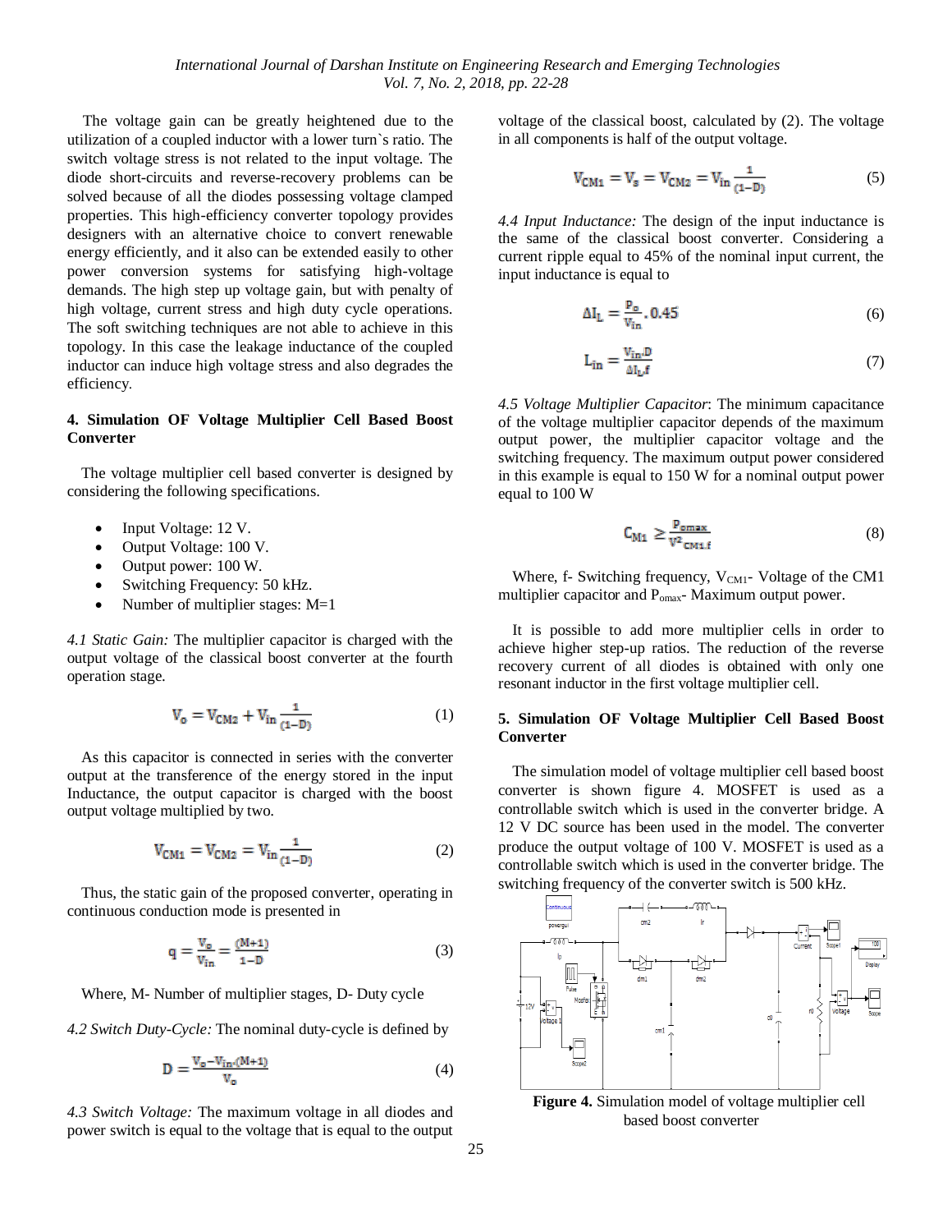The voltage gain can be greatly heightened due to the utilization of a coupled inductor with a lower turn`s ratio. The switch voltage stress is not related to the input voltage. The diode short-circuits and reverse-recovery problems can be solved because of all the diodes possessing voltage clamped properties. This high-efficiency converter topology provides designers with an alternative choice to convert renewable energy efficiently, and it also can be extended easily to other power conversion systems for satisfying high-voltage demands. The high step up voltage gain, but with penalty of high voltage, current stress and high duty cycle operations. The soft switching techniques are not able to achieve in this topology. In this case the leakage inductance of the coupled inductor can induce high voltage stress and also degrades the efficiency.

## 4. Simulation OF Voltage Multiplier Cell Based Boost Converter

The voltage multiplier cell based converter is designed by considering the following specifications.

- Input Voltage: 12 V.
- Output Voltage: 100 V.
- Output power: 100 W.
- Switching Frequency: 50 kHz.
- Number of multiplier stages: M=1

*4.1 Static Gain:* The multiplier capacitor is charged with the output voltage of the classical boost converter at the fourth operation stage.

$$V_o = V_{CM2} + V_{in}\frac{1}{(1-D)} \tag{1}$$

As this capacitor is connected in series with the converter output at the transference of the energy stored in the input Inductance, the output capacitor is charged with the boost output voltage multiplied by two.

$$V_{CM1} = V_{CM2} = V_{in}\frac{1}{(1-D)} \tag{2}$$

Thus, the static gain of the proposed converter, operating in continuous conduction mode is presented in

$$q = \frac{V_o}{V_{in}} = \frac{(M+1)}{1-D} \tag{3}$$

Where, M- Number of multiplier stages, D- Duty cycle

*4.2 Switch Duty-Cycle:* The nominal duty-cycle is defined by

$$D = \frac{V_o - V_{in}.(M+1)}{V_o} \tag{4}$$

*4.3 Switch Voltage:* The maximum voltage in all diodes and power switch is equal to the voltage that is equal to the output voltage of the classical boost, calculated by (2). The voltage in all components is half of the output voltage.

$$V_{CM1} = V_s = V_{CM2} = V_{in}\frac{1}{(1-D)} \tag{5}$$

*4.4 Input Inductance:* The design of the input inductance is the same of the classical boost converter. Considering a current ripple equal to 45% of the nominal input current, the input inductance is equal to

$$\Delta I_L = \frac{P_o}{V_{in}}.0.45 \tag{6}$$

$$L_{in} = \frac{V_{in}.D}{\Delta I_L.f} \tag{7}$$

*4.5 Voltage Multiplier Capacitor*: The minimum capacitance of the voltage multiplier capacitor depends of the maximum output power, the multiplier capacitor voltage and the switching frequency. The maximum output power considered in this example is equal to 150 W for a nominal output power equal to 100 W

$$C_{M1} \geq \frac{P_{omax}}{V^2_{CM1}.f} \tag{8}$$

Where, f- Switching frequency, $V_{CM1}$- Voltage of the CM1 multiplier capacitor and $P_{omax}$- Maximum output power.

It is possible to add more multiplier cells in order to achieve higher step-up ratios. The reduction of the reverse recovery current of all diodes is obtained with only one resonant inductor in the first voltage multiplier cell.

## 5. Simulation OF Voltage Multiplier Cell Based Boost Converter

The simulation model of voltage multiplier cell based boost converter is shown figure 4. MOSFET is used as a controllable switch which is used in the converter bridge. A 12 V DC source has been used in the model. The converter produce the output voltage of 100 V. MOSFET is used as a controllable switch which is used in the converter bridge. The switching frequency of the converter switch is 500 kHz.

**Figure 4.** Simulation model of voltage multiplier cell based boost converter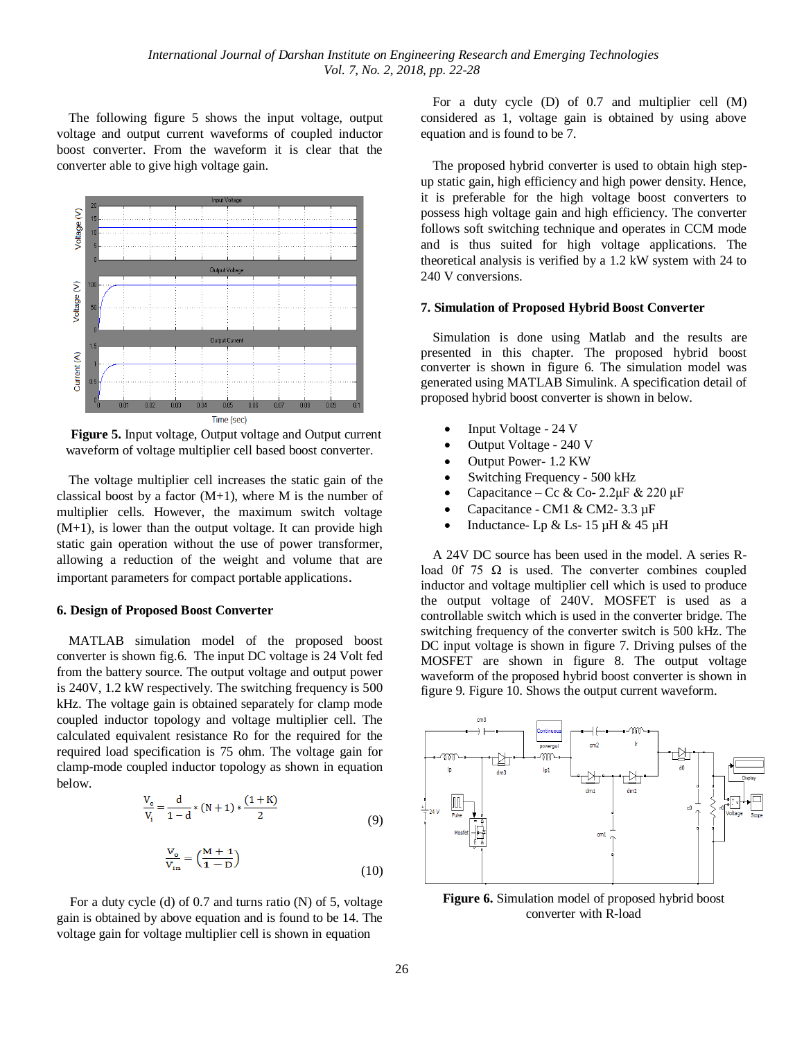The following figure 5 shows the input voltage, output voltage and output current waveforms of coupled inductor boost converter. From the waveform it is clear that the converter able to give high voltage gain.

**Figure 5.** Input voltage, Output voltage and Output current waveform of voltage multiplier cell based boost converter.

The voltage multiplier cell increases the static gain of the classical boost by a factor (M+1), where M is the number of multiplier cells. However, the maximum switch voltage (M+1), is lower than the output voltage. It can provide high static gain operation without the use of power transformer, allowing a reduction of the weight and volume that are important parameters for compact portable applications.

### 6. Design of Proposed Boost Converter

MATLAB simulation model of the proposed boost converter is shown fig.6. The input DC voltage is 24 Volt fed from the battery source. The output voltage and output power is 240V, 1.2 kW respectively. The switching frequency is 500 kHz. The voltage gain is obtained separately for coupled inductor topology and voltage multiplier cell. The calculated equivalent resistance Ro for the required for the required load specification is 75 ohm. The voltage gain for clamp-mode coupled inductor topology as shown in equation below.

$$\frac{V_o}{V_i} = \frac{d}{1-d} * (N+1) * \frac{(1+K)}{2} \tag{9}$$

$$\frac{V_o}{V_{in}} = \left(\frac{M+1}{1-D}\right) \tag{10}$$

For a duty cycle (d) of 0.7 and turns ratio (N) of 5, voltage gain is obtained by above equation and is found to be 14. The voltage gain for voltage multiplier cell is shown in equation

For a duty cycle (D) of 0.7 and multiplier cell (M) considered as 1, voltage gain is obtained by using above equation and is found to be 7.

The proposed hybrid converter is used to obtain high step-up static gain, high efficiency and high power density. Hence, it is preferable for the high voltage boost converters to possess high voltage gain and high efficiency. The converter follows soft switching technique and operates in CCM mode and is thus suited for high voltage applications. The theoretical analysis is verified by a 1.2 kW system with 24 to 240 V conversions.

### 7. Simulation of Proposed Hybrid Boost Converter

Simulation is done using Matlab and the results are presented in this chapter. The proposed hybrid boost converter is shown in figure 6. The simulation model was generated using MATLAB Simulink. A specification detail of proposed hybrid boost converter is shown in below.

- Input Voltage - 24 V
- Output Voltage - 240 V
- Output Power- 1.2 KW
- Switching Frequency - 500 kHz
- Capacitance – Cc & Co- 2.2μF & 220 μF
- Capacitance - CM1 & CM2- 3.3 μF
- Inductance- Lp & Ls- 15 μH & 45 μH

A 24V DC source has been used in the model. A series R-load 0f 75 Ω is used. The converter combines coupled inductor and voltage multiplier cell which is used to produce the output voltage of 240V. MOSFET is used as a controllable switch which is used in the converter bridge. The switching frequency of the converter switch is 500 kHz. The DC input voltage is shown in figure 7. Driving pulses of the MOSFET are shown in figure 8. The output voltage waveform of the proposed hybrid boost converter is shown in figure 9. Figure 10. Shows the output current waveform.

**Figure 6.** Simulation model of proposed hybrid boost converter with R-load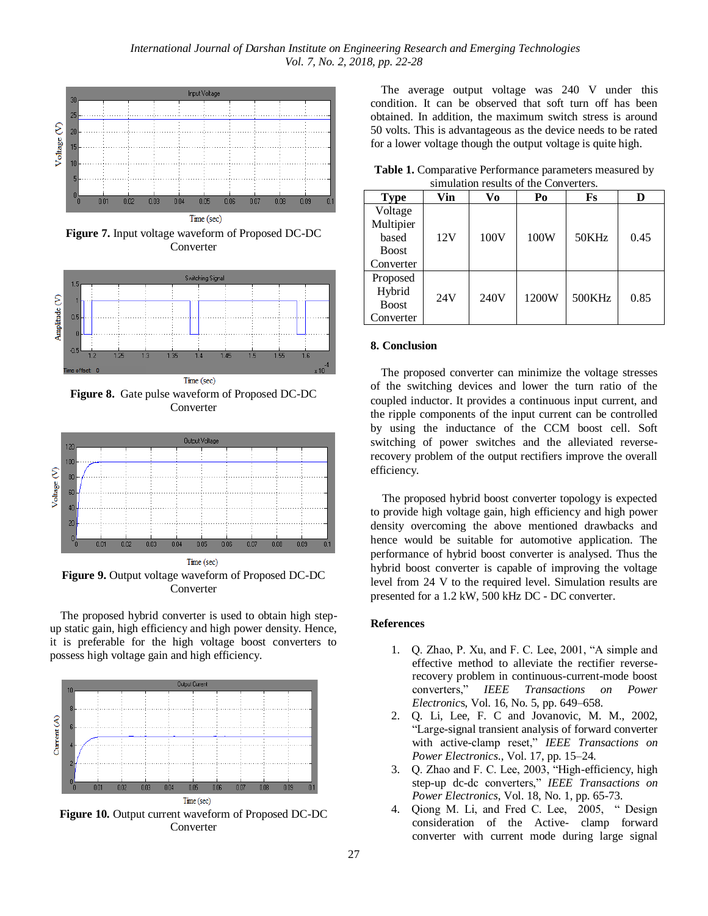Figure 7. Input voltage waveform of Proposed DC-DC Converter

Figure 8. Gate pulse waveform of Proposed DC-DC Converter

Figure 9. Output voltage waveform of Proposed DC-DC Converter

The proposed hybrid converter is used to obtain high step-up static gain, high efficiency and high power density. Hence, it is preferable for the high voltage boost converters to possess high voltage gain and high efficiency.

Figure 10. Output current waveform of Proposed DC-DC Converter

The average output voltage was 240 V under this condition. It can be observed that soft turn off has been obtained. In addition, the maximum switch stress is around 50 volts. This is advantageous as the device needs to be rated for a lower voltage though the output voltage is quite high.

**Table 1.** Comparative Performance parameters measured by simulation results of the Converters.

| Type | Vin | Vo | Po | Fs | D |
|---|---|---|---|---|---|
| Voltage Multipier based Boost Converter | 12V | 100V | 100W | 50KHz | 0.45 |
| Proposed Hybrid Boost Converter | 24V | 240V | 1200W | 500KHz | 0.85 |

## 8. Conclusion

The proposed converter can minimize the voltage stresses of the switching devices and lower the turn ratio of the coupled inductor. It provides a continuous input current, and the ripple components of the input current can be controlled by using the inductance of the CCM boost cell. Soft switching of power switches and the alleviated reverse-recovery problem of the output rectifiers improve the overall efficiency.

The proposed hybrid boost converter topology is expected to provide high voltage gain, high efficiency and high power density overcoming the above mentioned drawbacks and hence would be suitable for automotive application. The performance of hybrid boost converter is analysed. Thus the hybrid boost converter is capable of improving the voltage level from 24 V to the required level. Simulation results are presented for a 1.2 kW, 500 kHz DC - DC converter.

## References

1. Q. Zhao, P. Xu, and F. C. Lee, 2001, "A simple and effective method to alleviate the rectifier reverse-recovery problem in continuous-current-mode boost converters," *IEEE Transactions on Power Electronics*, Vol. 16, No. 5, pp. 649–658.
2. Q. Li, Lee, F. C and Jovanovic, M. M., 2002, "Large-signal transient analysis of forward converter with active-clamp reset," *IEEE Transactions on Power Electronics.*, Vol. 17, pp. 15–24.
3. Q. Zhao and F. C. Lee, 2003, "High-efficiency, high step-up dc-dc converters," *IEEE Transactions on Power Electronics*, Vol. 18, No. 1, pp. 65-73.
4. Qiong M. Li, and Fred C. Lee, 2005, " Design consideration of the Active- clamp forward converter with current mode during large signal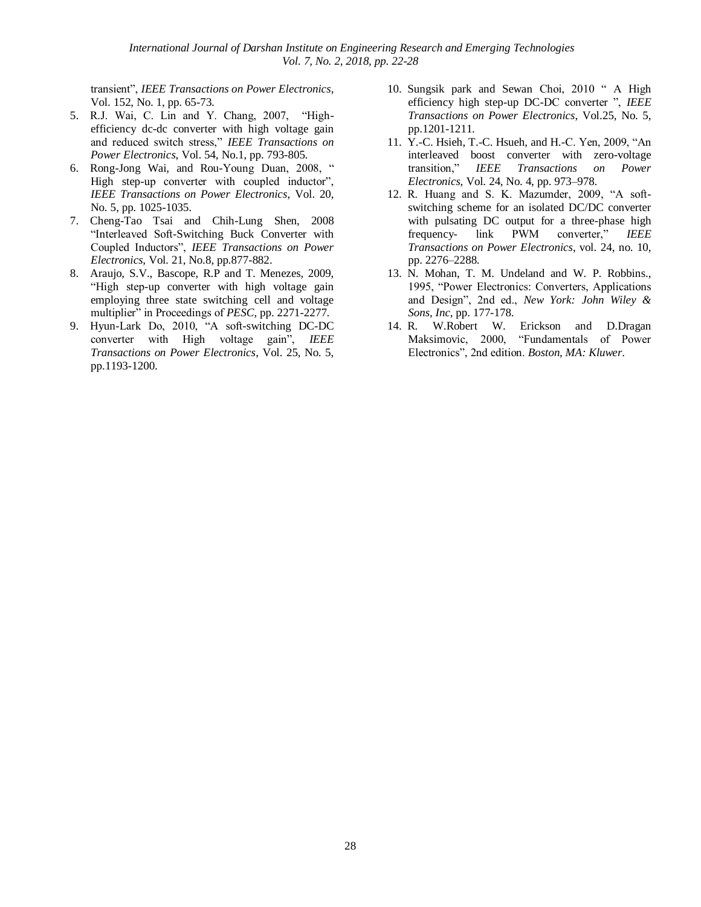transient", *IEEE Transactions on Power Electronics*, Vol. 152, No. 1, pp. 65-73.

5. R.J. Wai, C. Lin and Y. Chang, 2007, "High-efficiency dc-dc converter with high voltage gain and reduced switch stress," *IEEE Transactions on Power Electronics*, Vol. 54, No.1, pp. 793-805.
6. Rong-Jong Wai, and Rou-Young Duan, 2008, " High step-up converter with coupled inductor", *IEEE Transactions on Power Electronics*, Vol. 20, No. 5, pp. 1025-1035.
7. Cheng-Tao Tsai and Chih-Lung Shen, 2008 "Interleaved Soft-Switching Buck Converter with Coupled Inductors", *IEEE Transactions on Power Electronics*, Vol. 21, No.8, pp.877-882.
8. Araujo, S.V., Bascope, R.P and T. Menezes, 2009, "High step-up converter with high voltage gain employing three state switching cell and voltage multiplier" in Proceedings of *PESC*, pp. 2271-2277.
9. Hyun-Lark Do, 2010, "A soft-switching DC-DC converter with High voltage gain", *IEEE Transactions on Power Electronics*, Vol. 25, No. 5, pp.1193-1200.
10. Sungsik park and Sewan Choi, 2010 " A High efficiency high step-up DC-DC converter ", *IEEE Transactions on Power Electronics*, Vol.25, No. 5, pp.1201-1211.
11. Y.-C. Hsieh, T.-C. Hsueh, and H.-C. Yen, 2009, "An interleaved boost converter with zero-voltage transition," *IEEE Transactions on Power Electronics*, Vol. 24, No. 4, pp. 973–978.
12. R. Huang and S. K. Mazumder, 2009, "A soft-switching scheme for an isolated DC/DC converter with pulsating DC output for a three-phase high frequency- link PWM converter," *IEEE Transactions on Power Electronics*, vol. 24, no. 10, pp. 2276–2288.
13. N. Mohan, T. M. Undeland and W. P. Robbins., 1995, "Power Electronics: Converters, Applications and Design", 2nd ed., *New York: John Wiley & Sons, Inc*, pp. 177-178.
14. R. W.Robert W. Erickson and D.Dragan Maksimovic, 2000, "Fundamentals of Power Electronics", 2nd edition. *Boston, MA: Kluwer*.